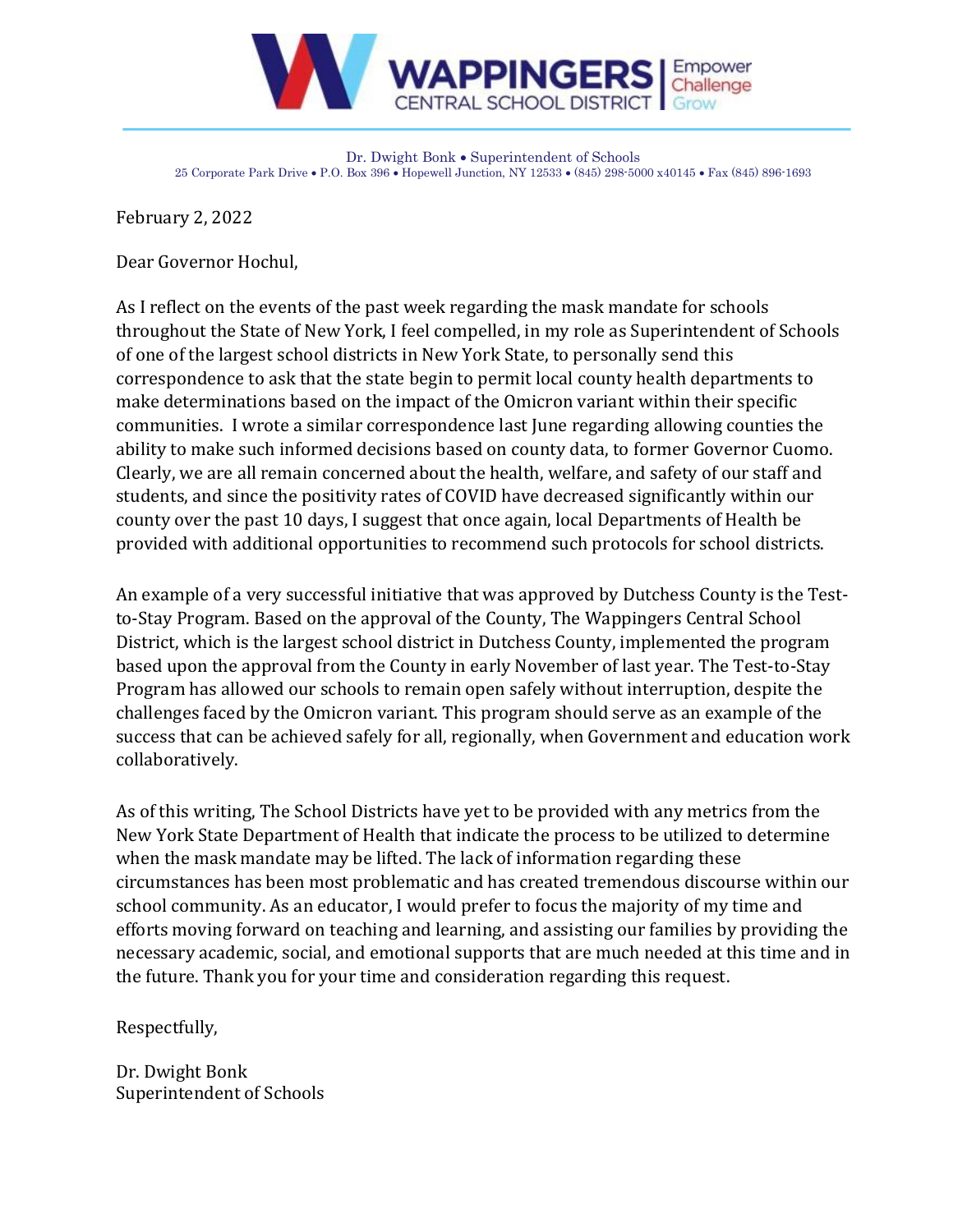WAPPINGERS CENTRAL SCHOOL DISTRICT | Empower Challenge Grow

Dr. Dwight Bonk • Superintendent of Schools
25 Corporate Park Drive • P.O. Box 396 • Hopewell Junction, NY 12533 • (845) 298-5000 x40145 • Fax (845) 896-1693

February 2, 2022

Dear Governor Hochul,

As I reflect on the events of the past week regarding the mask mandate for schools throughout the State of New York, I feel compelled, in my role as Superintendent of Schools of one of the largest school districts in New York State, to personally send this correspondence to ask that the state begin to permit local county health departments to make determinations based on the impact of the Omicron variant within their specific communities. I wrote a similar correspondence last June regarding allowing counties the ability to make such informed decisions based on county data, to former Governor Cuomo. Clearly, we are all remain concerned about the health, welfare, and safety of our staff and students, and since the positivity rates of COVID have decreased significantly within our county over the past 10 days, I suggest that once again, local Departments of Health be provided with additional opportunities to recommend such protocols for school districts.

An example of a very successful initiative that was approved by Dutchess County is the Test-to-Stay Program. Based on the approval of the County, The Wappingers Central School District, which is the largest school district in Dutchess County, implemented the program based upon the approval from the County in early November of last year. The Test-to-Stay Program has allowed our schools to remain open safely without interruption, despite the challenges faced by the Omicron variant. This program should serve as an example of the success that can be achieved safely for all, regionally, when Government and education work collaboratively.

As of this writing, The School Districts have yet to be provided with any metrics from the New York State Department of Health that indicate the process to be utilized to determine when the mask mandate may be lifted. The lack of information regarding these circumstances has been most problematic and has created tremendous discourse within our school community. As an educator, I would prefer to focus the majority of my time and efforts moving forward on teaching and learning, and assisting our families by providing the necessary academic, social, and emotional supports that are much needed at this time and in the future. Thank you for your time and consideration regarding this request.

Respectfully,

Dr. Dwight Bonk
Superintendent of Schools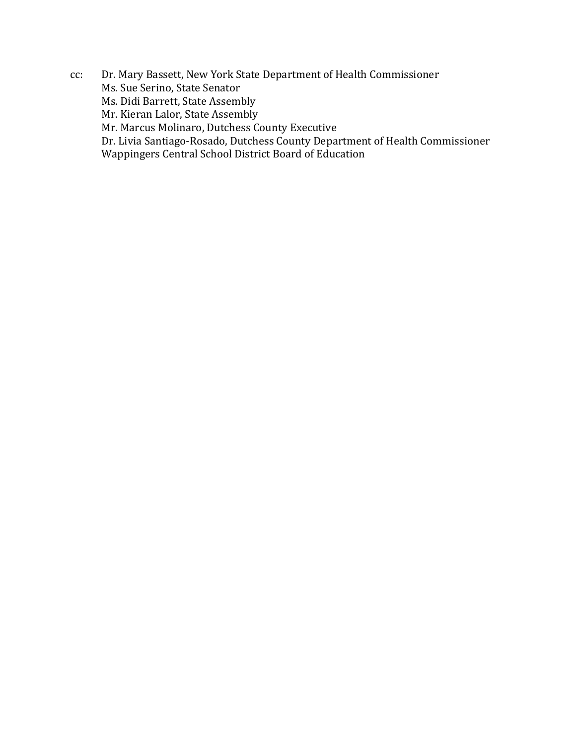cc: Dr. Mary Bassett, New York State Department of Health Commissioner
Ms. Sue Serino, State Senator
Ms. Didi Barrett, State Assembly
Mr. Kieran Lalor, State Assembly
Mr. Marcus Molinaro, Dutchess County Executive
Dr. Livia Santiago-Rosado, Dutchess County Department of Health Commissioner
Wappingers Central School District Board of Education